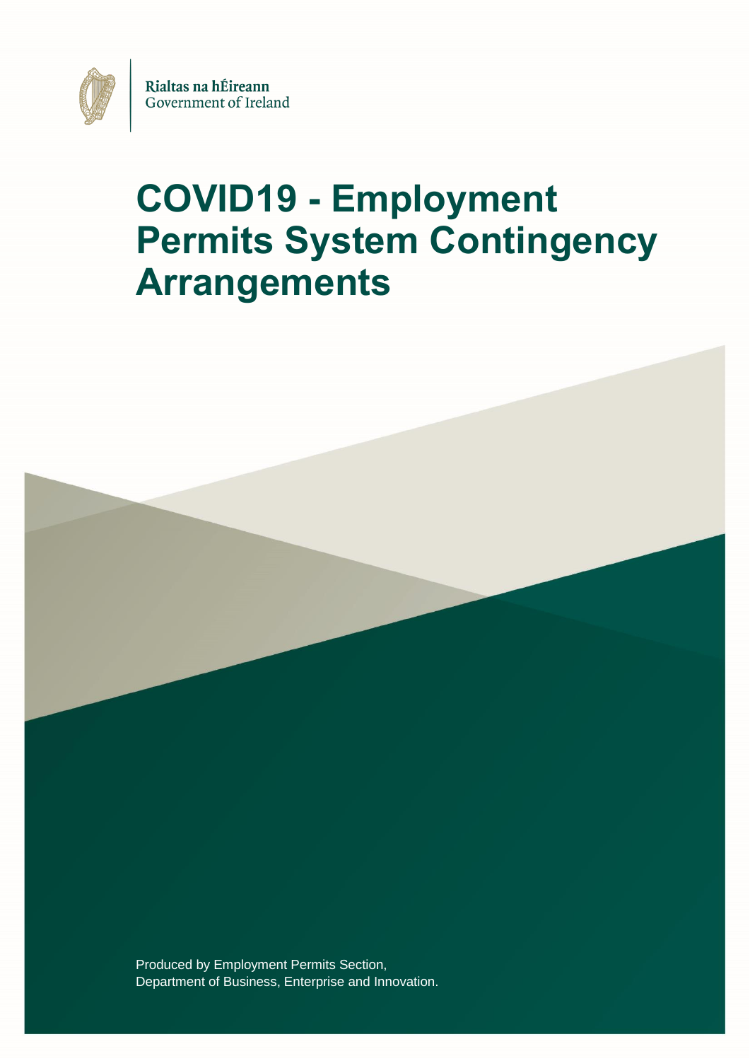Rialtas na hÉireann
Government of Ireland

# COVID19 - Employment Permits System Contingency Arrangements

Produced by Employment Permits Section,
Department of Business, Enterprise and Innovation.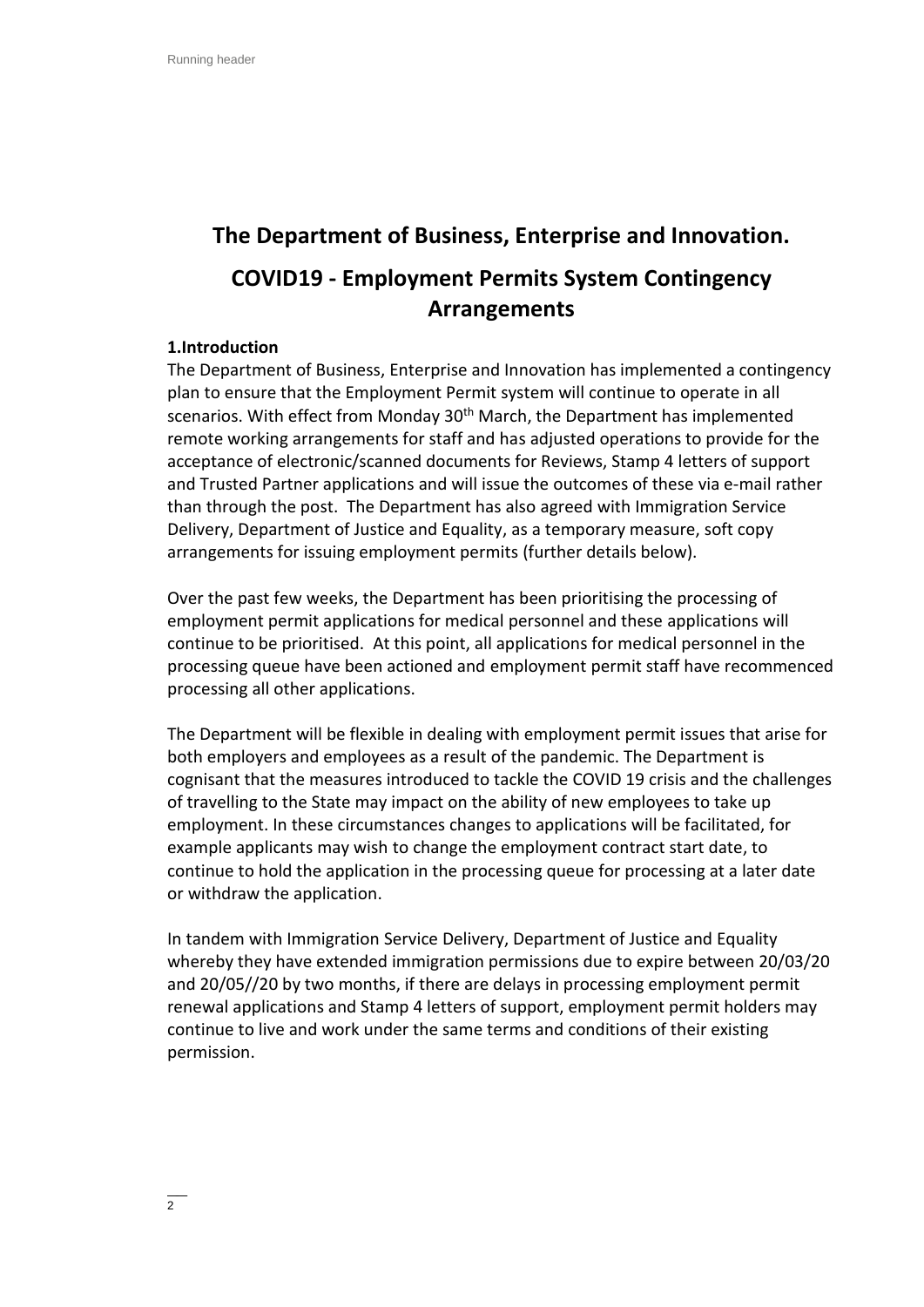# The Department of Business, Enterprise and Innovation.

# COVID19 - Employment Permits System Contingency Arrangements

### 1.Introduction

The Department of Business, Enterprise and Innovation has implemented a contingency plan to ensure that the Employment Permit system will continue to operate in all scenarios. With effect from Monday 30th March, the Department has implemented remote working arrangements for staff and has adjusted operations to provide for the acceptance of electronic/scanned documents for Reviews, Stamp 4 letters of support and Trusted Partner applications and will issue the outcomes of these via e-mail rather than through the post. The Department has also agreed with Immigration Service Delivery, Department of Justice and Equality, as a temporary measure, soft copy arrangements for issuing employment permits (further details below).

Over the past few weeks, the Department has been prioritising the processing of employment permit applications for medical personnel and these applications will continue to be prioritised. At this point, all applications for medical personnel in the processing queue have been actioned and employment permit staff have recommenced processing all other applications.

The Department will be flexible in dealing with employment permit issues that arise for both employers and employees as a result of the pandemic. The Department is cognisant that the measures introduced to tackle the COVID 19 crisis and the challenges of travelling to the State may impact on the ability of new employees to take up employment. In these circumstances changes to applications will be facilitated, for example applicants may wish to change the employment contract start date, to continue to hold the application in the processing queue for processing at a later date or withdraw the application.

In tandem with Immigration Service Delivery, Department of Justice and Equality whereby they have extended immigration permissions due to expire between 20/03/20 and 20/05//20 by two months, if there are delays in processing employment permit renewal applications and Stamp 4 letters of support, employment permit holders may continue to live and work under the same terms and conditions of their existing permission.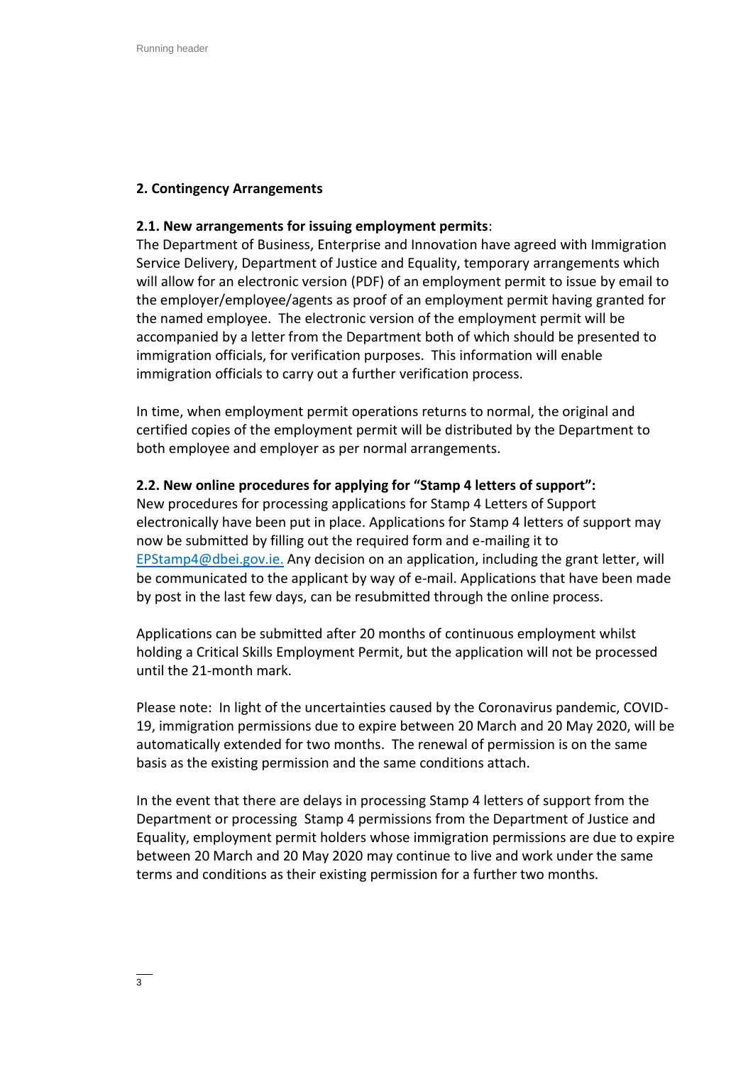## 2. Contingency Arrangements

### 2.1. New arrangements for issuing employment permits:

The Department of Business, Enterprise and Innovation have agreed with Immigration Service Delivery, Department of Justice and Equality, temporary arrangements which will allow for an electronic version (PDF) of an employment permit to issue by email to the employer/employee/agents as proof of an employment permit having granted for the named employee. The electronic version of the employment permit will be accompanied by a letter from the Department both of which should be presented to immigration officials, for verification purposes. This information will enable immigration officials to carry out a further verification process.

In time, when employment permit operations returns to normal, the original and certified copies of the employment permit will be distributed by the Department to both employee and employer as per normal arrangements.

### 2.2. New online procedures for applying for "Stamp 4 letters of support":

New procedures for processing applications for Stamp 4 Letters of Support electronically have been put in place. Applications for Stamp 4 letters of support may now be submitted by filling out the required form and e-mailing it to EPStamp4@dbei.gov.ie. Any decision on an application, including the grant letter, will be communicated to the applicant by way of e-mail. Applications that have been made by post in the last few days, can be resubmitted through the online process.

Applications can be submitted after 20 months of continuous employment whilst holding a Critical Skills Employment Permit, but the application will not be processed until the 21-month mark.

Please note: In light of the uncertainties caused by the Coronavirus pandemic, COVID-19, immigration permissions due to expire between 20 March and 20 May 2020, will be automatically extended for two months. The renewal of permission is on the same basis as the existing permission and the same conditions attach.

In the event that there are delays in processing Stamp 4 letters of support from the Department or processing Stamp 4 permissions from the Department of Justice and Equality, employment permit holders whose immigration permissions are due to expire between 20 March and 20 May 2020 may continue to live and work under the same terms and conditions as their existing permission for a further two months.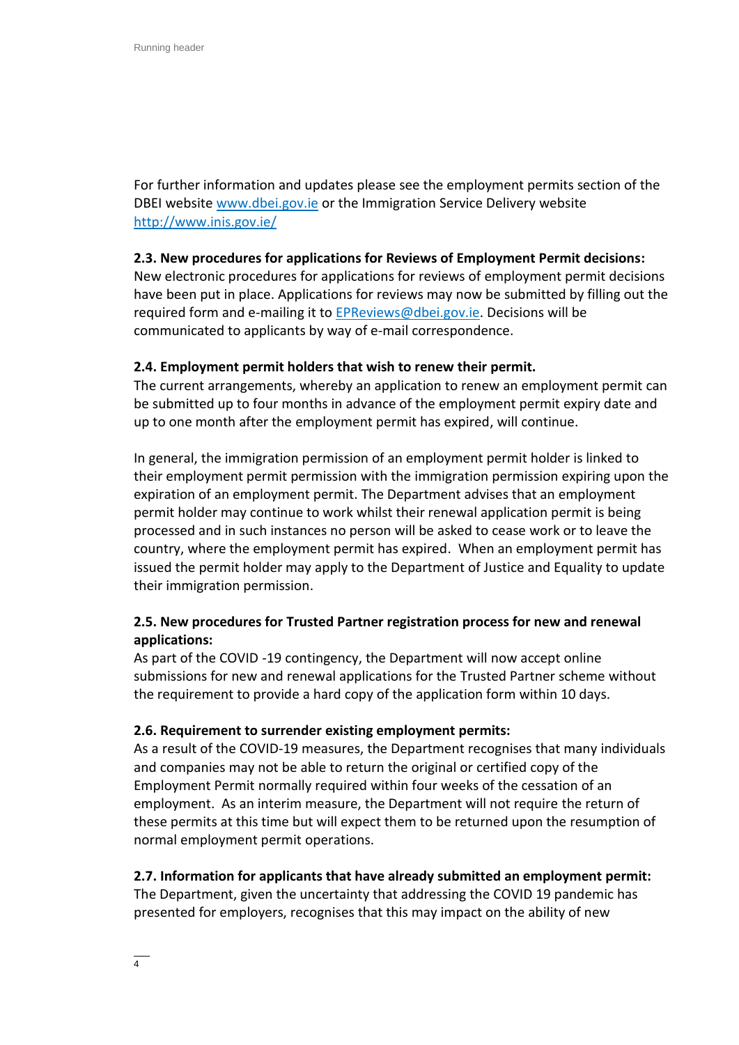For further information and updates please see the employment permits section of the DBEI website [www.dbei.gov.ie](www.dbei.gov.ie) or the Immigration Service Delivery website [http://www.inis.gov.ie/](http://www.inis.gov.ie/)

**2.3. New procedures for applications for Reviews of Employment Permit decisions:**
New electronic procedures for applications for reviews of employment permit decisions have been put in place. Applications for reviews may now be submitted by filling out the required form and e-mailing it to [EPReviews@dbei.gov.ie](mailto:EPReviews@dbei.gov.ie). Decisions will be communicated to applicants by way of e-mail correspondence.

**2.4. Employment permit holders that wish to renew their permit.**
The current arrangements, whereby an application to renew an employment permit can be submitted up to four months in advance of the employment permit expiry date and up to one month after the employment permit has expired, will continue.

In general, the immigration permission of an employment permit holder is linked to their employment permit permission with the immigration permission expiring upon the expiration of an employment permit. The Department advises that an employment permit holder may continue to work whilst their renewal application permit is being processed and in such instances no person will be asked to cease work or to leave the country, where the employment permit has expired. When an employment permit has issued the permit holder may apply to the Department of Justice and Equality to update their immigration permission.

**2.5. New procedures for Trusted Partner registration process for new and renewal applications:**
As part of the COVID -19 contingency, the Department will now accept online submissions for new and renewal applications for the Trusted Partner scheme without the requirement to provide a hard copy of the application form within 10 days.

**2.6. Requirement to surrender existing employment permits:**
As a result of the COVID-19 measures, the Department recognises that many individuals and companies may not be able to return the original or certified copy of the Employment Permit normally required within four weeks of the cessation of an employment. As an interim measure, the Department will not require the return of these permits at this time but will expect them to be returned upon the resumption of normal employment permit operations.

**2.7. Information for applicants that have already submitted an employment permit:**
The Department, given the uncertainty that addressing the COVID 19 pandemic has presented for employers, recognises that this may impact on the ability of new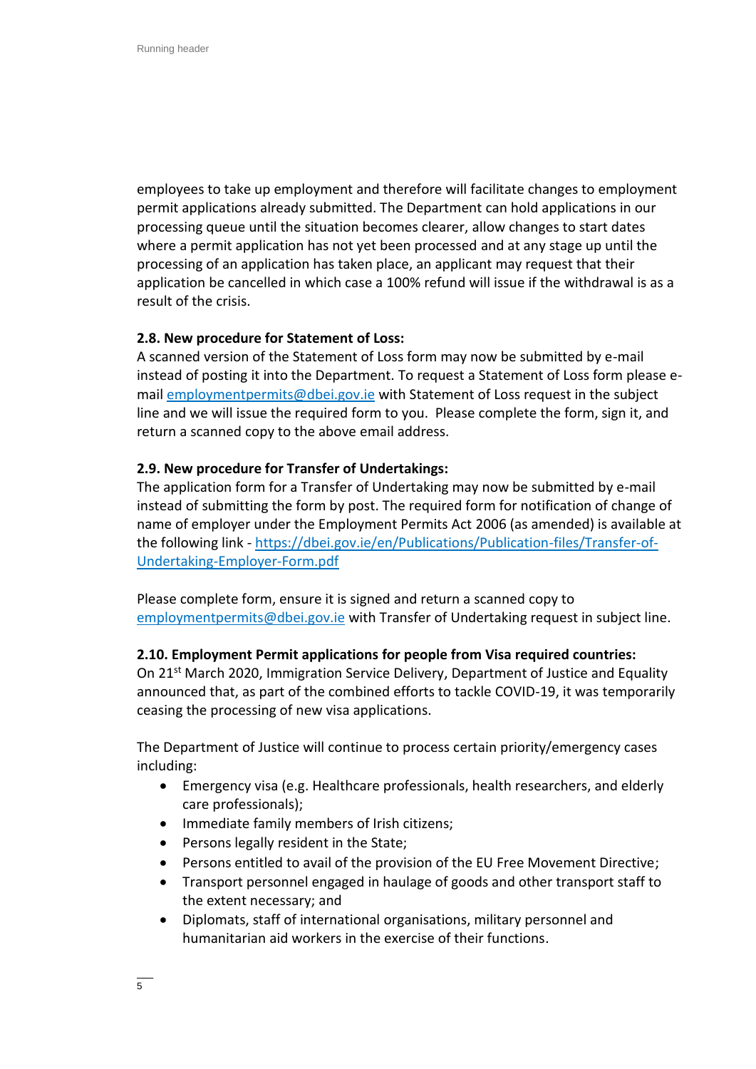employees to take up employment and therefore will facilitate changes to employment permit applications already submitted. The Department can hold applications in our processing queue until the situation becomes clearer, allow changes to start dates where a permit application has not yet been processed and at any stage up until the processing of an application has taken place, an applicant may request that their application be cancelled in which case a 100% refund will issue if the withdrawal is as a result of the crisis.

**2.8. New procedure for Statement of Loss:**

A scanned version of the Statement of Loss form may now be submitted by e-mail instead of posting it into the Department. To request a Statement of Loss form please e-mail [employmentpermits@dbei.gov.ie](mailto:employmentpermits@dbei.gov.ie) with Statement of Loss request in the subject line and we will issue the required form to you. Please complete the form, sign it, and return a scanned copy to the above email address.

**2.9. New procedure for Transfer of Undertakings:**

The application form for a Transfer of Undertaking may now be submitted by e-mail instead of submitting the form by post. The required form for notification of change of name of employer under the Employment Permits Act 2006 (as amended) is available at the following link - [https://dbei.gov.ie/en/Publications/Publication-files/Transfer-of-Undertaking-Employer-Form.pdf](https://dbei.gov.ie/en/Publications/Publication-files/Transfer-of-Undertaking-Employer-Form.pdf)

Please complete form, ensure it is signed and return a scanned copy to [employmentpermits@dbei.gov.ie](mailto:employmentpermits@dbei.gov.ie) with Transfer of Undertaking request in subject line.

**2.10. Employment Permit applications for people from Visa required countries:**

On 21st March 2020, Immigration Service Delivery, Department of Justice and Equality announced that, as part of the combined efforts to tackle COVID-19, it was temporarily ceasing the processing of new visa applications.

The Department of Justice will continue to process certain priority/emergency cases including:

- Emergency visa (e.g. Healthcare professionals, health researchers, and elderly care professionals);
- Immediate family members of Irish citizens;
- Persons legally resident in the State;
- Persons entitled to avail of the provision of the EU Free Movement Directive;
- Transport personnel engaged in haulage of goods and other transport staff to the extent necessary; and
- Diplomats, staff of international organisations, military personnel and humanitarian aid workers in the exercise of their functions.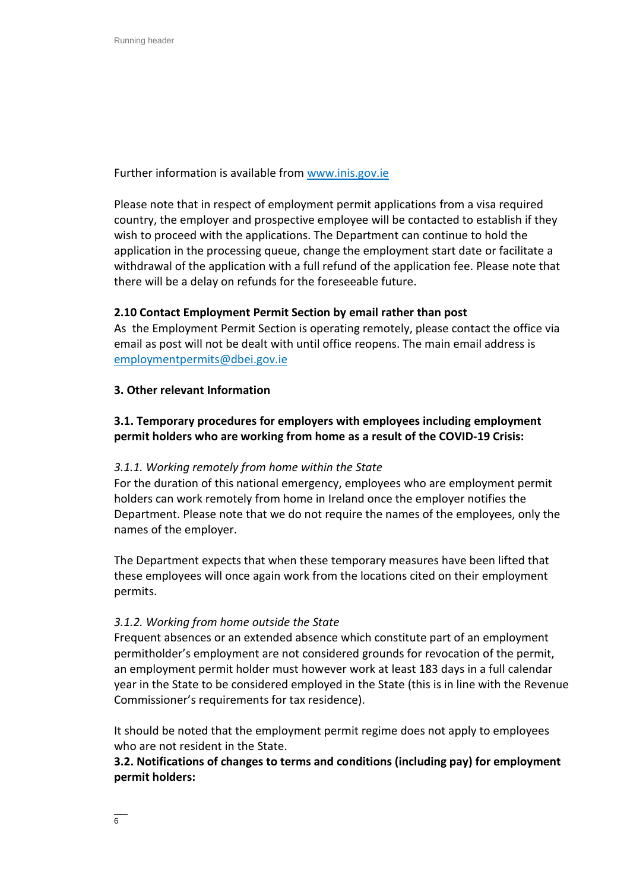Further information is available from [www.inis.gov.ie](www.inis.gov.ie)

Please note that in respect of employment permit applications from a visa required country, the employer and prospective employee will be contacted to establish if they wish to proceed with the applications. The Department can continue to hold the application in the processing queue, change the employment start date or facilitate a withdrawal of the application with a full refund of the application fee. Please note that there will be a delay on refunds for the foreseeable future.

### 2.10 Contact Employment Permit Section by email rather than post

As the Employment Permit Section is operating remotely, please contact the office via email as post will not be dealt with until office reopens. The main email address is [employmentpermits@dbei.gov.ie](mailto:employmentpermits@dbei.gov.ie)

## 3. Other relevant Information

### 3.1. Temporary procedures for employers with employees including employment permit holders who are working from home as a result of the COVID-19 Crisis:

*3.1.1. Working remotely from home within the State*

For the duration of this national emergency, employees who are employment permit holders can work remotely from home in Ireland once the employer notifies the Department. Please note that we do not require the names of the employees, only the names of the employer.

The Department expects that when these temporary measures have been lifted that these employees will once again work from the locations cited on their employment permits.

*3.1.2. Working from home outside the State*

Frequent absences or an extended absence which constitute part of an employment permitholder's employment are not considered grounds for revocation of the permit, an employment permit holder must however work at least 183 days in a full calendar year in the State to be considered employed in the State (this is in line with the Revenue Commissioner's requirements for tax residence).

It should be noted that the employment permit regime does not apply to employees who are not resident in the State.

### 3.2. Notifications of changes to terms and conditions (including pay) for employment permit holders: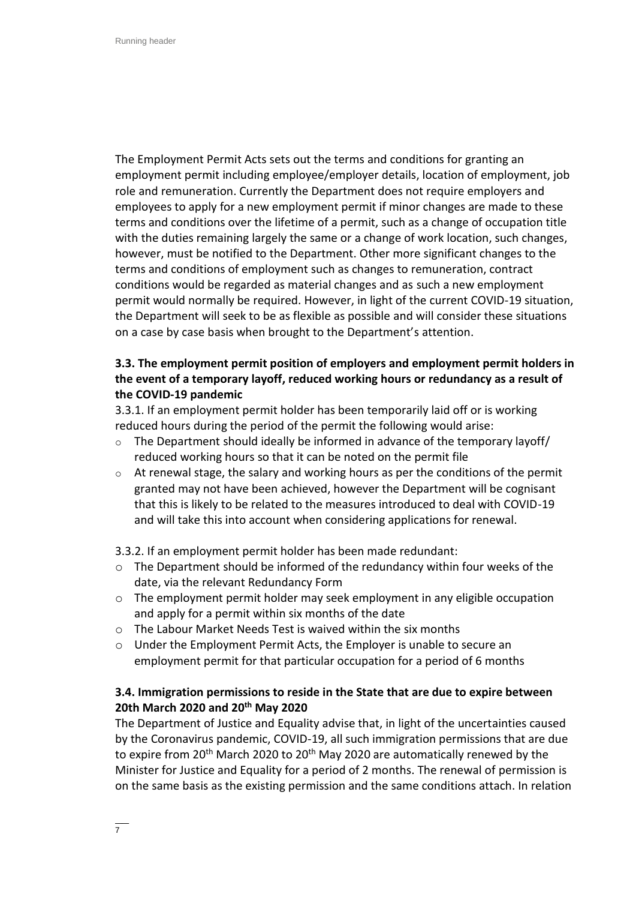The Employment Permit Acts sets out the terms and conditions for granting an employment permit including employee/employer details, location of employment, job role and remuneration. Currently the Department does not require employers and employees to apply for a new employment permit if minor changes are made to these terms and conditions over the lifetime of a permit, such as a change of occupation title with the duties remaining largely the same or a change of work location, such changes, however, must be notified to the Department. Other more significant changes to the terms and conditions of employment such as changes to remuneration, contract conditions would be regarded as material changes and as such a new employment permit would normally be required. However, in light of the current COVID-19 situation, the Department will seek to be as flexible as possible and will consider these situations on a case by case basis when brought to the Department's attention.

### 3.3. The employment permit position of employers and employment permit holders in the event of a temporary layoff, reduced working hours or redundancy as a result of the COVID-19 pandemic

3.3.1. If an employment permit holder has been temporarily laid off or is working reduced hours during the period of the permit the following would arise:

- The Department should ideally be informed in advance of the temporary layoff/ reduced working hours so that it can be noted on the permit file
- At renewal stage, the salary and working hours as per the conditions of the permit granted may not have been achieved, however the Department will be cognisant that this is likely to be related to the measures introduced to deal with COVID-19 and will take this into account when considering applications for renewal.

3.3.2. If an employment permit holder has been made redundant:

- The Department should be informed of the redundancy within four weeks of the date, via the relevant Redundancy Form
- The employment permit holder may seek employment in any eligible occupation and apply for a permit within six months of the date
- The Labour Market Needs Test is waived within the six months
- Under the Employment Permit Acts, the Employer is unable to secure an employment permit for that particular occupation for a period of 6 months

### 3.4. Immigration permissions to reside in the State that are due to expire between 20th March 2020 and 20th May 2020

The Department of Justice and Equality advise that, in light of the uncertainties caused by the Coronavirus pandemic, COVID-19, all such immigration permissions that are due to expire from 20th March 2020 to 20th May 2020 are automatically renewed by the Minister for Justice and Equality for a period of 2 months. The renewal of permission is on the same basis as the existing permission and the same conditions attach. In relation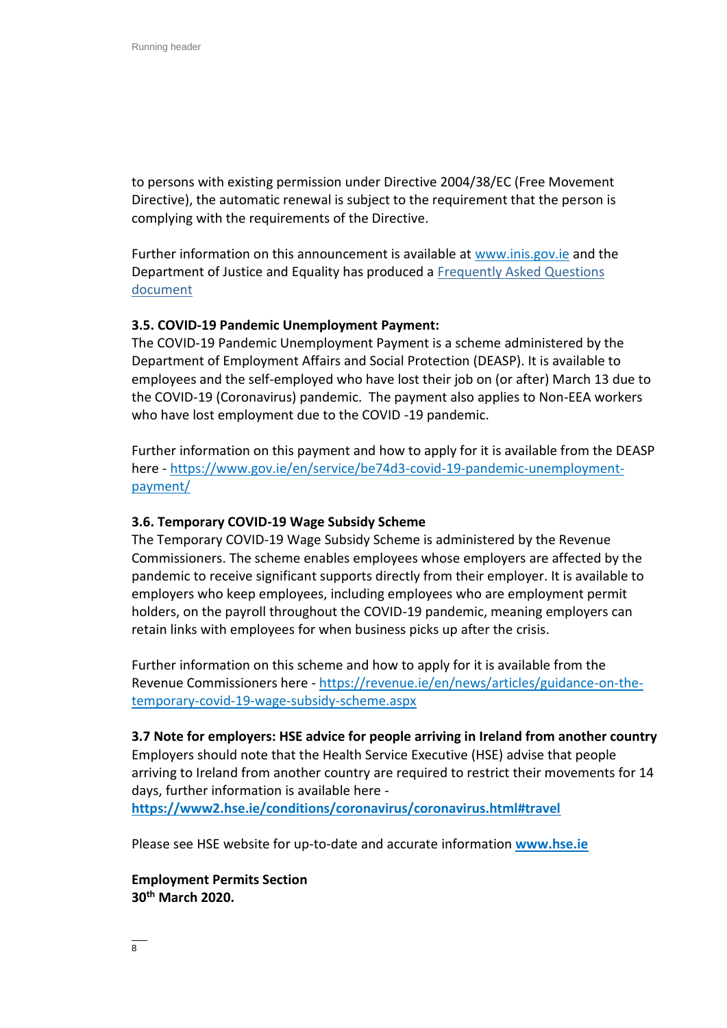to persons with existing permission under Directive 2004/38/EC (Free Movement Directive), the automatic renewal is subject to the requirement that the person is complying with the requirements of the Directive.

Further information on this announcement is available at [www.inis.gov.ie](www.inis.gov.ie) and the Department of Justice and Equality has produced a [Frequently Asked Questions document](#)

### 3.5. COVID-19 Pandemic Unemployment Payment:

The COVID-19 Pandemic Unemployment Payment is a scheme administered by the Department of Employment Affairs and Social Protection (DEASP). It is available to employees and the self-employed who have lost their job on (or after) March 13 due to the COVID-19 (Coronavirus) pandemic. The payment also applies to Non-EEA workers who have lost employment due to the COVID -19 pandemic.

Further information on this payment and how to apply for it is available from the DEASP here - [https://www.gov.ie/en/service/be74d3-covid-19-pandemic-unemployment-payment/](https://www.gov.ie/en/service/be74d3-covid-19-pandemic-unemployment-payment/)

### 3.6. Temporary COVID-19 Wage Subsidy Scheme

The Temporary COVID-19 Wage Subsidy Scheme is administered by the Revenue Commissioners. The scheme enables employees whose employers are affected by the pandemic to receive significant supports directly from their employer. It is available to employers who keep employees, including employees who are employment permit holders, on the payroll throughout the COVID-19 pandemic, meaning employers can retain links with employees for when business picks up after the crisis.

Further information on this scheme and how to apply for it is available from the Revenue Commissioners here - [https://revenue.ie/en/news/articles/guidance-on-the-temporary-covid-19-wage-subsidy-scheme.aspx](https://revenue.ie/en/news/articles/guidance-on-the-temporary-covid-19-wage-subsidy-scheme.aspx)

### 3.7 Note for employers: HSE advice for people arriving in Ireland from another country

Employers should note that the Health Service Executive (HSE) advise that people arriving to Ireland from another country are required to restrict their movements for 14 days, further information is available here - **[https://www2.hse.ie/conditions/coronavirus/coronavirus.html#travel](https://www2.hse.ie/conditions/coronavirus/coronavirus.html#travel)**

Please see HSE website for up-to-date and accurate information **[www.hse.ie](www.hse.ie)**

**Employment Permits Section**
**30th March 2020.**